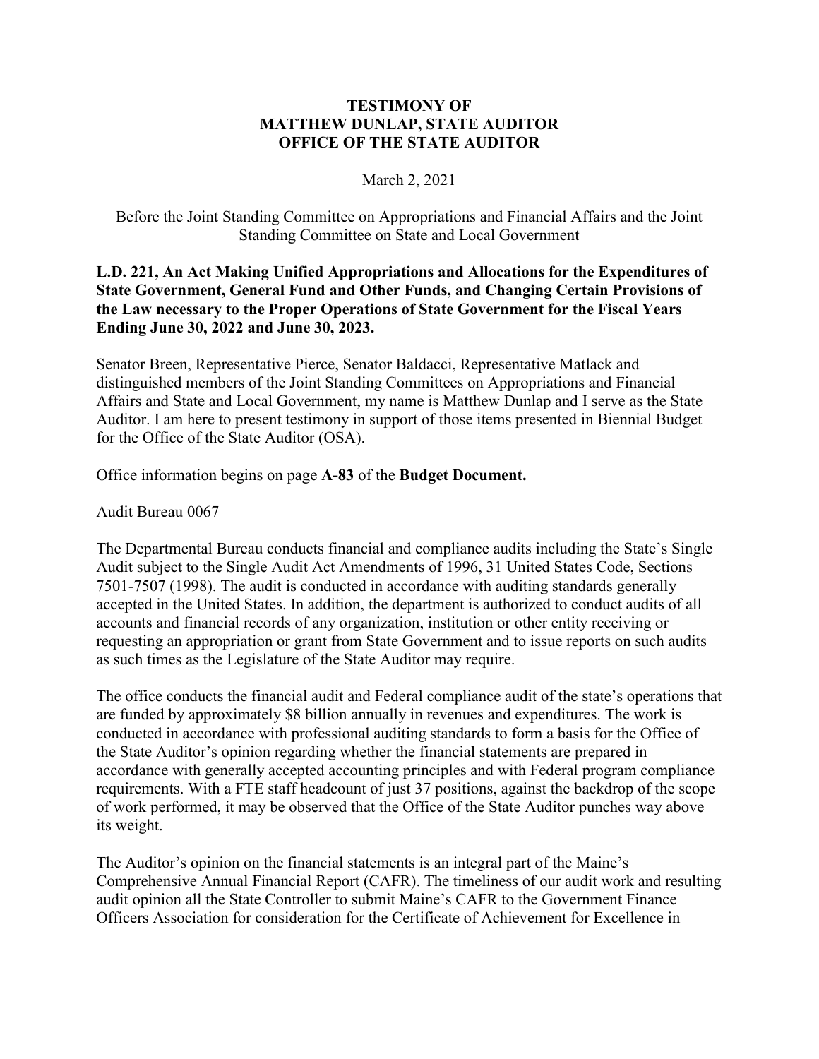**TESTIMONY OF**
**MATTHEW DUNLAP, STATE AUDITOR**
**OFFICE OF THE STATE AUDITOR**

March 2, 2021

Before the Joint Standing Committee on Appropriations and Financial Affairs and the Joint Standing Committee on State and Local Government

**L.D. 221, An Act Making Unified Appropriations and Allocations for the Expenditures of State Government, General Fund and Other Funds, and Changing Certain Provisions of the Law necessary to the Proper Operations of State Government for the Fiscal Years Ending June 30, 2022 and June 30, 2023.**

Senator Breen, Representative Pierce, Senator Baldacci, Representative Matlack and distinguished members of the Joint Standing Committees on Appropriations and Financial Affairs and State and Local Government, my name is Matthew Dunlap and I serve as the State Auditor. I am here to present testimony in support of those items presented in Biennial Budget for the Office of the State Auditor (OSA).

Office information begins on page **A-83** of the **Budget Document.**

Audit Bureau 0067

The Departmental Bureau conducts financial and compliance audits including the State's Single Audit subject to the Single Audit Act Amendments of 1996, 31 United States Code, Sections 7501-7507 (1998). The audit is conducted in accordance with auditing standards generally accepted in the United States. In addition, the department is authorized to conduct audits of all accounts and financial records of any organization, institution or other entity receiving or requesting an appropriation or grant from State Government and to issue reports on such audits as such times as the Legislature of the State Auditor may require.

The office conducts the financial audit and Federal compliance audit of the state's operations that are funded by approximately $8 billion annually in revenues and expenditures. The work is conducted in accordance with professional auditing standards to form a basis for the Office of the State Auditor's opinion regarding whether the financial statements are prepared in accordance with generally accepted accounting principles and with Federal program compliance requirements. With a FTE staff headcount of just 37 positions, against the backdrop of the scope of work performed, it may be observed that the Office of the State Auditor punches way above its weight.

The Auditor's opinion on the financial statements is an integral part of the Maine's Comprehensive Annual Financial Report (CAFR). The timeliness of our audit work and resulting audit opinion all the State Controller to submit Maine's CAFR to the Government Finance Officers Association for consideration for the Certificate of Achievement for Excellence in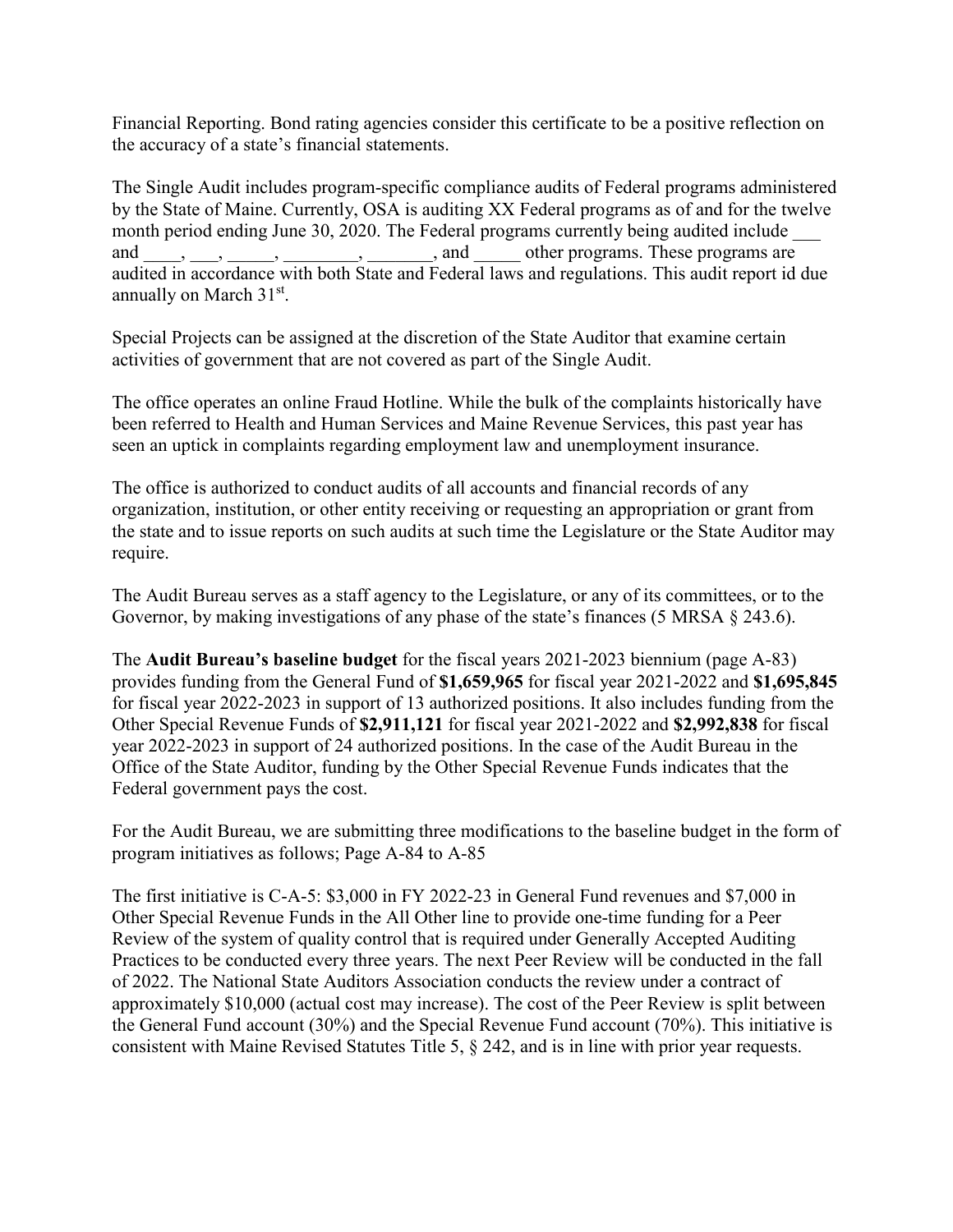Financial Reporting. Bond rating agencies consider this certificate to be a positive reflection on the accuracy of a state's financial statements.

The Single Audit includes program-specific compliance audits of Federal programs administered by the State of Maine. Currently, OSA is auditing XX Federal programs as of and for the twelve month period ending June 30, 2020. The Federal programs currently being audited include ___ and ____, ___, _____, ________, _______, and _____ other programs. These programs are audited in accordance with both State and Federal laws and regulations. This audit report id due annually on March 31st.

Special Projects can be assigned at the discretion of the State Auditor that examine certain activities of government that are not covered as part of the Single Audit.

The office operates an online Fraud Hotline. While the bulk of the complaints historically have been referred to Health and Human Services and Maine Revenue Services, this past year has seen an uptick in complaints regarding employment law and unemployment insurance.

The office is authorized to conduct audits of all accounts and financial records of any organization, institution, or other entity receiving or requesting an appropriation or grant from the state and to issue reports on such audits at such time the Legislature or the State Auditor may require.

The Audit Bureau serves as a staff agency to the Legislature, or any of its committees, or to the Governor, by making investigations of any phase of the state's finances (5 MRSA § 243.6).

The **Audit Bureau's baseline budget** for the fiscal years 2021-2023 biennium (page A-83) provides funding from the General Fund of **$1,659,965** for fiscal year 2021-2022 and **$1,695,845** for fiscal year 2022-2023 in support of 13 authorized positions. It also includes funding from the Other Special Revenue Funds of **$2,911,121** for fiscal year 2021-2022 and **$2,992,838** for fiscal year 2022-2023 in support of 24 authorized positions. In the case of the Audit Bureau in the Office of the State Auditor, funding by the Other Special Revenue Funds indicates that the Federal government pays the cost.

For the Audit Bureau, we are submitting three modifications to the baseline budget in the form of program initiatives as follows; Page A-84 to A-85

The first initiative is C-A-5: $3,000 in FY 2022-23 in General Fund revenues and $7,000 in Other Special Revenue Funds in the All Other line to provide one-time funding for a Peer Review of the system of quality control that is required under Generally Accepted Auditing Practices to be conducted every three years. The next Peer Review will be conducted in the fall of 2022. The National State Auditors Association conducts the review under a contract of approximately $10,000 (actual cost may increase). The cost of the Peer Review is split between the General Fund account (30%) and the Special Revenue Fund account (70%). This initiative is consistent with Maine Revised Statutes Title 5, § 242, and is in line with prior year requests.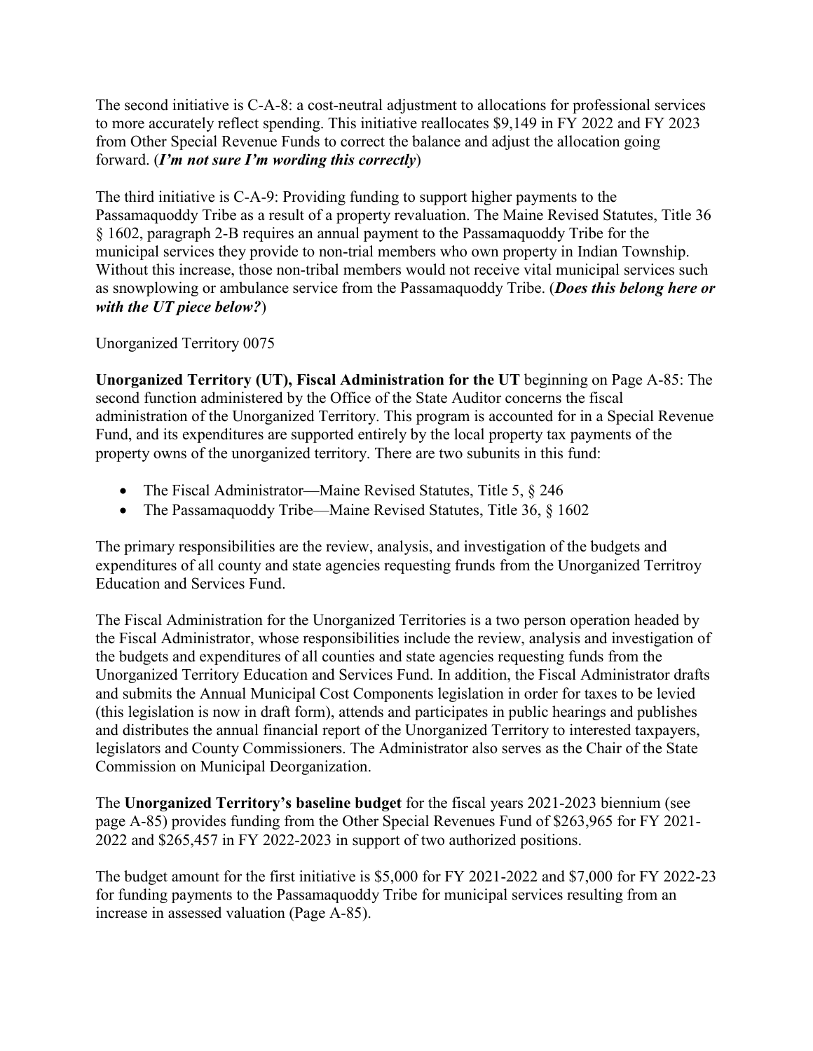The second initiative is C-A-8: a cost-neutral adjustment to allocations for professional services to more accurately reflect spending. This initiative reallocates $9,149 in FY 2022 and FY 2023 from Other Special Revenue Funds to correct the balance and adjust the allocation going forward. (***I'm not sure I'm wording this correctly***)

The third initiative is C-A-9: Providing funding to support higher payments to the Passamaquoddy Tribe as a result of a property revaluation. The Maine Revised Statutes, Title 36 § 1602, paragraph 2-B requires an annual payment to the Passamaquoddy Tribe for the municipal services they provide to non-trial members who own property in Indian Township. Without this increase, those non-tribal members would not receive vital municipal services such as snowplowing or ambulance service from the Passamaquoddy Tribe. (***Does this belong here or with the UT piece below?***)

Unorganized Territory 0075

**Unorganized Territory (UT), Fiscal Administration for the UT** beginning on Page A-85: The second function administered by the Office of the State Auditor concerns the fiscal administration of the Unorganized Territory. This program is accounted for in a Special Revenue Fund, and its expenditures are supported entirely by the local property tax payments of the property owns of the unorganized territory. There are two subunits in this fund:

- The Fiscal Administrator—Maine Revised Statutes, Title 5, § 246
- The Passamaquoddy Tribe—Maine Revised Statutes, Title 36, § 1602

The primary responsibilities are the review, analysis, and investigation of the budgets and expenditures of all county and state agencies requesting frunds from the Unorganized Territroy Education and Services Fund.

The Fiscal Administration for the Unorganized Territories is a two person operation headed by the Fiscal Administrator, whose responsibilities include the review, analysis and investigation of the budgets and expenditures of all counties and state agencies requesting funds from the Unorganized Territory Education and Services Fund. In addition, the Fiscal Administrator drafts and submits the Annual Municipal Cost Components legislation in order for taxes to be levied (this legislation is now in draft form), attends and participates in public hearings and publishes and distributes the annual financial report of the Unorganized Territory to interested taxpayers, legislators and County Commissioners. The Administrator also serves as the Chair of the State Commission on Municipal Deorganization.

The **Unorganized Territory's baseline budget** for the fiscal years 2021-2023 biennium (see page A-85) provides funding from the Other Special Revenues Fund of $263,965 for FY 2021-2022 and $265,457 in FY 2022-2023 in support of two authorized positions.

The budget amount for the first initiative is $5,000 for FY 2021-2022 and $7,000 for FY 2022-23 for funding payments to the Passamaquoddy Tribe for municipal services resulting from an increase in assessed valuation (Page A-85).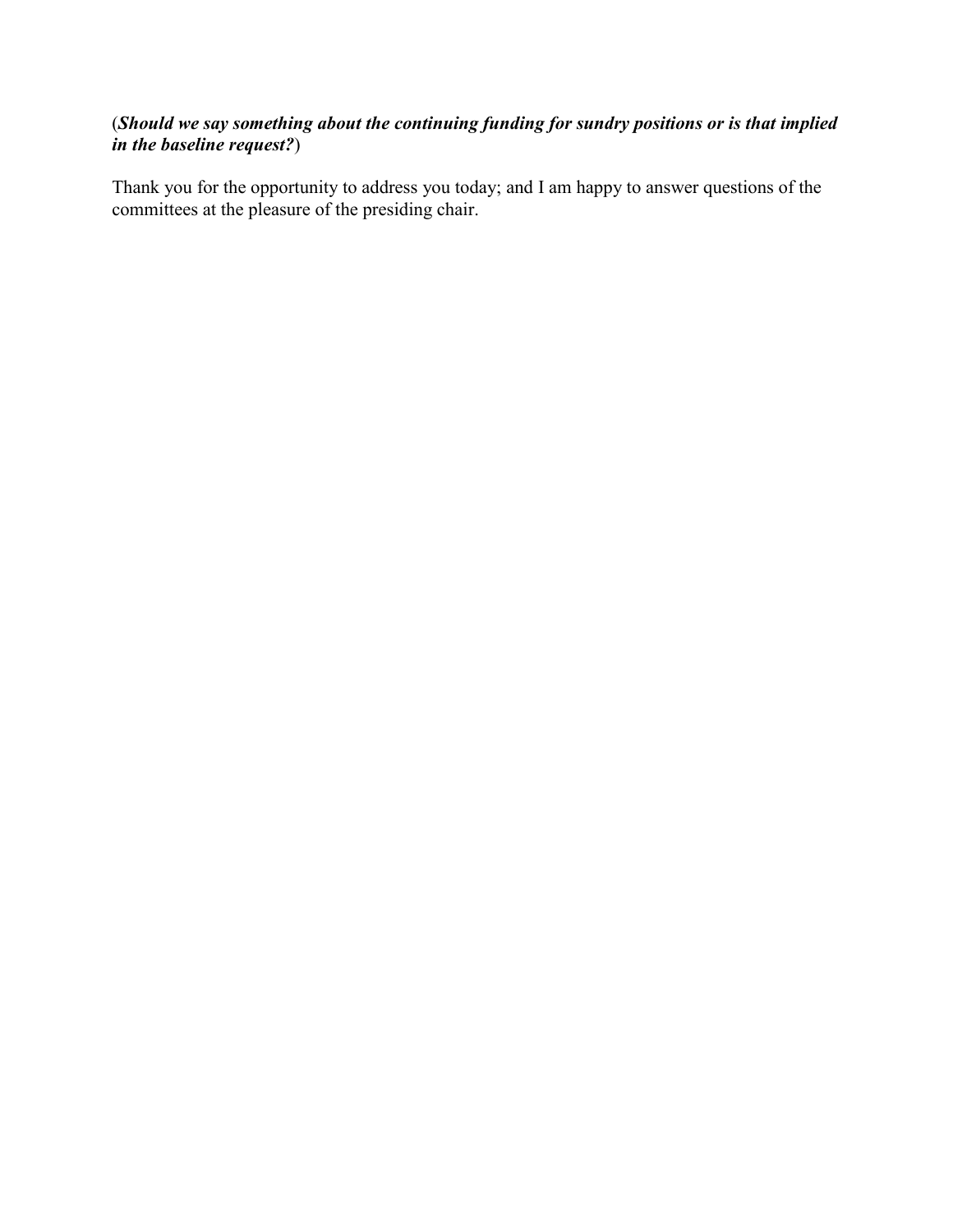(***Should we say something about the continuing funding for sundry positions or is that implied in the baseline request?***)

Thank you for the opportunity to address you today; and I am happy to answer questions of the committees at the pleasure of the presiding chair.